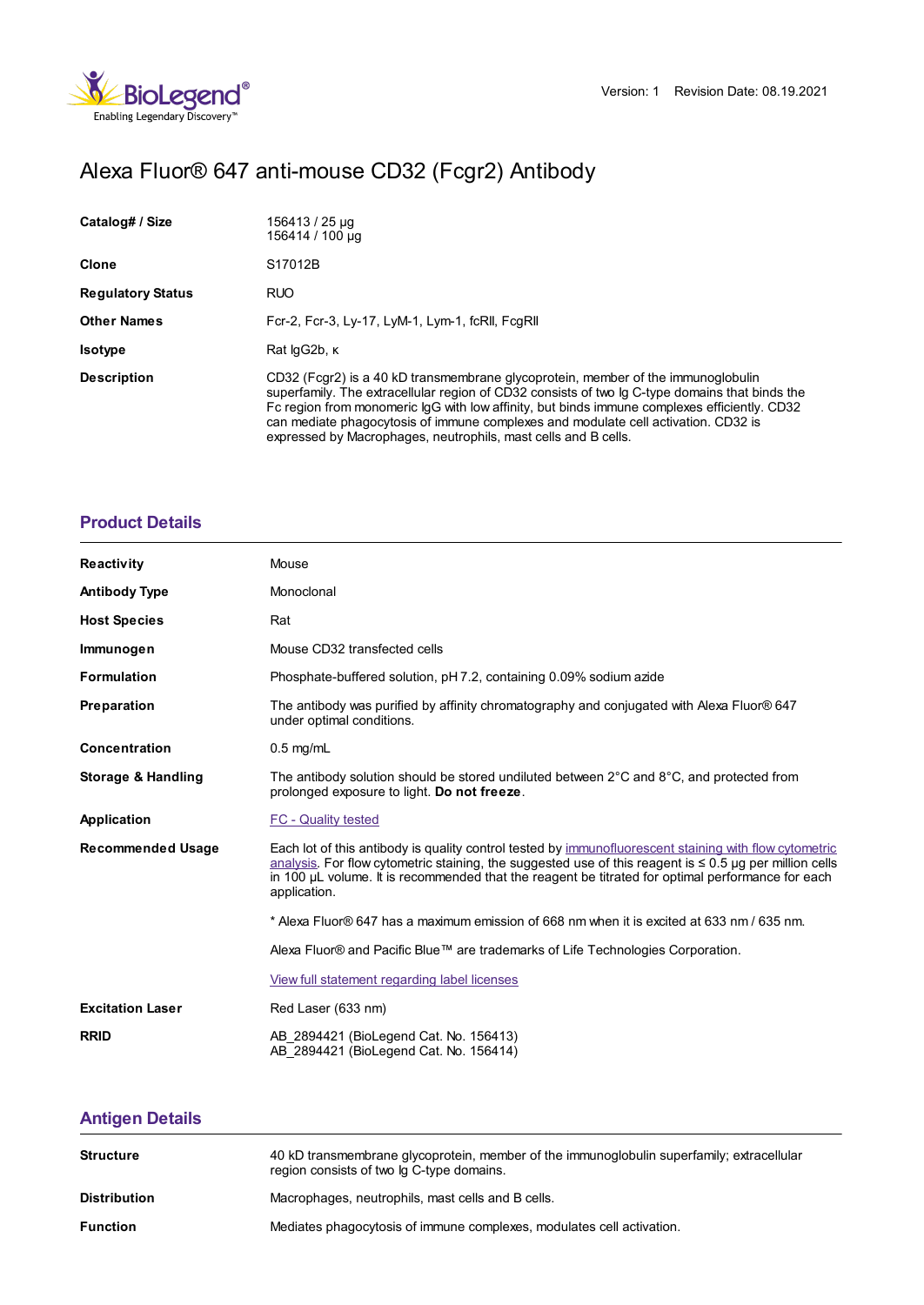Version: 1 Revision Date: 08.19.2021

# Alexa Fluor® 647 anti-mouse CD32 (Fcgr2) Antibody

| | |
|---|---|
| **Catalog# / Size** | 156413 / 25 µg<br>156414 / 100 µg |
| **Clone** | S17012B |
| **Regulatory Status** | RUO |
| **Other Names** | Fcr-2, Fcr-3, Ly-17, LyM-1, Lym-1, fcRII, FcgRII |
| **Isotype** | Rat IgG2b, κ |
| **Description** | CD32 (Fcgr2) is a 40 kD transmembrane glycoprotein, member of the immunoglobulin superfamily. The extracellular region of CD32 consists of two Ig C-type domains that binds the Fc region from monomeric IgG with low affinity, but binds immune complexes efficiently. CD32 can mediate phagocytosis of immune complexes and modulate cell activation. CD32 is expressed by Macrophages, neutrophils, mast cells and B cells. |

## Product Details

| | |
|---|---|
| **Reactivity** | Mouse |
| **Antibody Type** | Monoclonal |
| **Host Species** | Rat |
| **Immunogen** | Mouse CD32 transfected cells |
| **Formulation** | Phosphate-buffered solution, pH 7.2, containing 0.09% sodium azide |
| **Preparation** | The antibody was purified by affinity chromatography and conjugated with Alexa Fluor® 647 under optimal conditions. |
| **Concentration** | 0.5 mg/mL |
| **Storage & Handling** | The antibody solution should be stored undiluted between 2°C and 8°C, and protected from prolonged exposure to light. **Do not freeze**. |
| **Application** | FC - Quality tested |
| **Recommended Usage** | Each lot of this antibody is quality control tested by immunofluorescent staining with flow cytometric analysis. For flow cytometric staining, the suggested use of this reagent is ≤ 0.5 µg per million cells in 100 µL volume. It is recommended that the reagent be titrated for optimal performance for each application.<br><br>* Alexa Fluor® 647 has a maximum emission of 668 nm when it is excited at 633 nm / 635 nm.<br><br>Alexa Fluor® and Pacific Blue™ are trademarks of Life Technologies Corporation.<br><br>View full statement regarding label licenses |
| **Excitation Laser** | Red Laser (633 nm) |
| **RRID** | AB_2894421 (BioLegend Cat. No. 156413)<br>AB_2894421 (BioLegend Cat. No. 156414) |

## Antigen Details

| | |
|---|---|
| **Structure** | 40 kD transmembrane glycoprotein, member of the immunoglobulin superfamily; extracellular region consists of two Ig C-type domains. |
| **Distribution** | Macrophages, neutrophils, mast cells and B cells. |
| **Function** | Mediates phagocytosis of immune complexes, modulates cell activation. |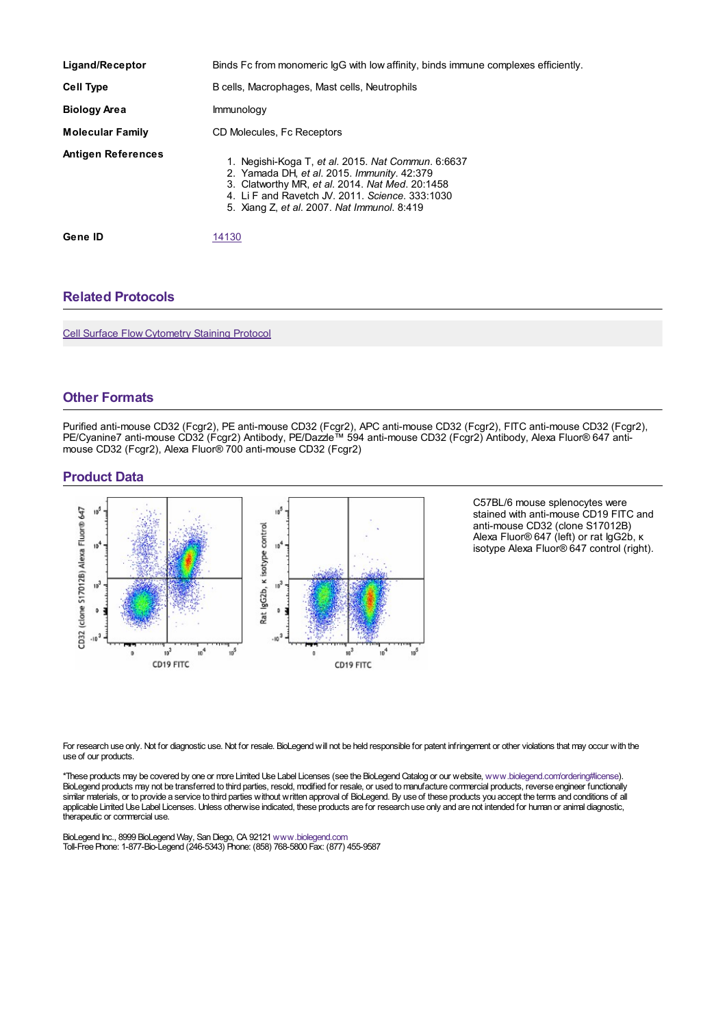| | |
|---|---|
| **Ligand/Receptor** | Binds Fc from monomeric IgG with low affinity, binds immune complexes efficiently. |
| **Cell Type** | B cells, Macrophages, Mast cells, Neutrophils |
| **Biology Area** | Immunology |
| **Molecular Family** | CD Molecules, Fc Receptors |
| **Antigen References** | 1. Negishi-Koga T, *et al.* 2015. *Nat Commun*. 6:6637<br>2. Yamada DH, *et al.* 2015. *Immunity*. 42:379<br>3. Clatworthy MR, *et al.* 2014. *Nat Med*. 20:1458<br>4. Li F and Ravetch JV. 2011. *Science*. 333:1030<br>5. Xiang Z, *et al.* 2007. *Nat Immunol*. 8:419 |
| **Gene ID** | 14130 |

## Related Protocols

Cell Surface Flow Cytometry Staining Protocol

## Other Formats

Purified anti-mouse CD32 (Fcgr2), PE anti-mouse CD32 (Fcgr2), APC anti-mouse CD32 (Fcgr2), FITC anti-mouse CD32 (Fcgr2), PE/Cyanine7 anti-mouse CD32 (Fcgr2) Antibody, PE/Dazzle™ 594 anti-mouse CD32 (Fcgr2) Antibody, Alexa Fluor® 647 anti-mouse CD32 (Fcgr2), Alexa Fluor® 700 anti-mouse CD32 (Fcgr2)

## Product Data

CD32 (clone S17012B) Alexa Fluor® 647
CD19 FITC
Rat IgG2b, κ isotype control
CD19 FITC

C57BL/6 mouse splenocytes were stained with anti-mouse CD19 FITC and anti-mouse CD32 (clone S17012B) Alexa Fluor® 647 (left) or rat IgG2b, κ isotype Alexa Fluor® 647 control (right).

For research use only. Not for diagnostic use. Not for resale. BioLegend will not be held responsible for patent infringement or other violations that may occur with the use of our products.

*These products may be covered by one or more Limited Use Label Licenses (see the BioLegend Catalog or our website, www.biolegend.com/ordering#license). BioLegend products may not be transferred to third parties, resold, modified for resale, or used to manufacture commercial products, reverse engineer functionally similar materials, or to provide a service to third parties without written approval of BioLegend. By use of these products you accept the terms and conditions of all applicable Limited Use Label Licenses. Unless otherwise indicated, these products are for research use only and are not intended for human or animal diagnostic, therapeutic or commercial use.

BioLegend Inc., 8999 BioLegend Way, San Diego, CA 92121 www.biolegend.com
Toll-Free Phone: 1-877-Bio-Legend (246-5343) Phone: (858) 768-5800 Fax: (877) 455-9587